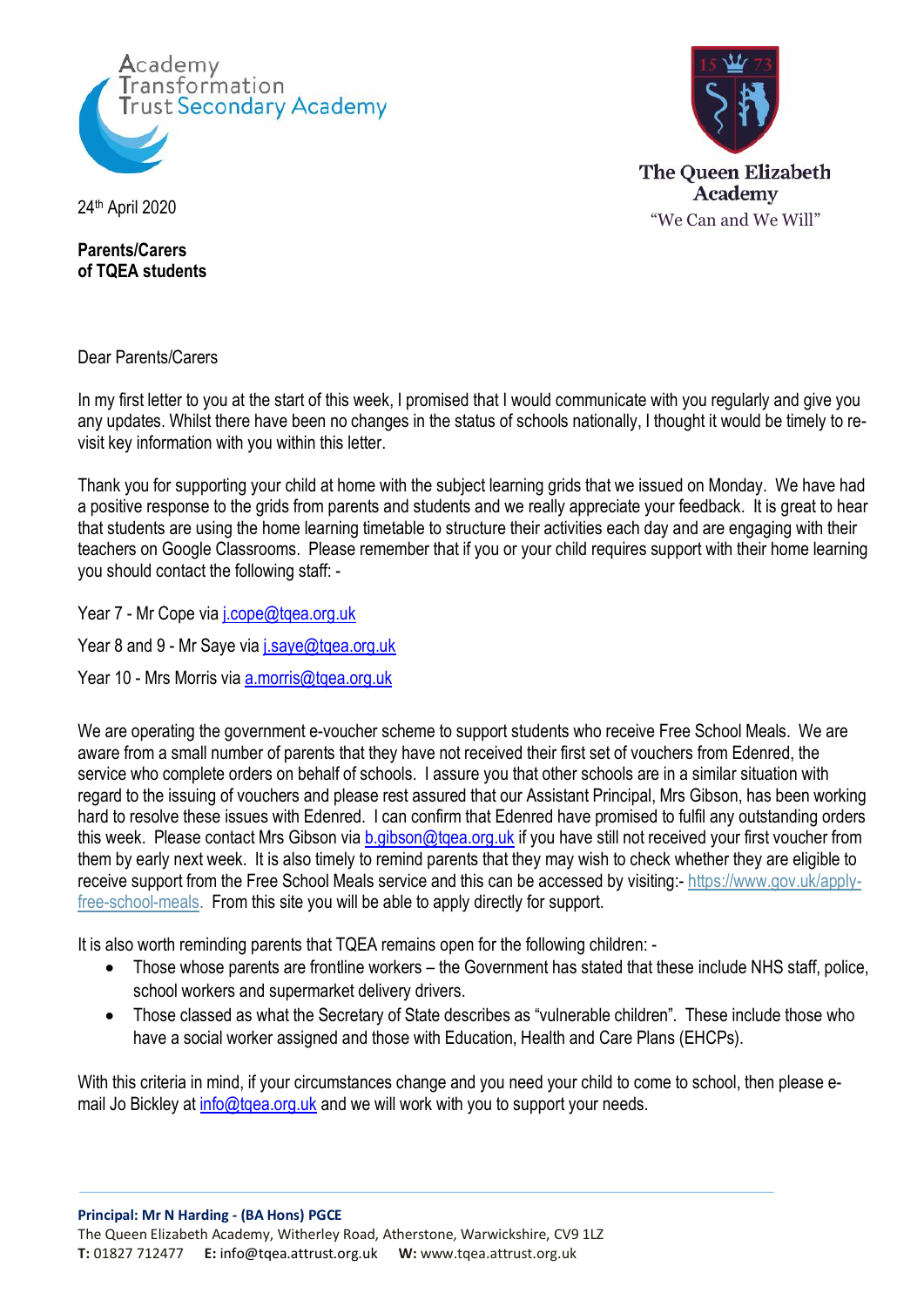Academy Transformation Trust Secondary Academy

The Queen Elizabeth Academy
"We Can and We Will"

24th April 2020

**Parents/Carers**
**of TQEA students**

Dear Parents/Carers

In my first letter to you at the start of this week, I promised that I would communicate with you regularly and give you any updates. Whilst there have been no changes in the status of schools nationally, I thought it would be timely to re-visit key information with you within this letter.

Thank you for supporting your child at home with the subject learning grids that we issued on Monday. We have had a positive response to the grids from parents and students and we really appreciate your feedback. It is great to hear that students are using the home learning timetable to structure their activities each day and are engaging with their teachers on Google Classrooms. Please remember that if you or your child requires support with their home learning you should contact the following staff: -

Year 7 - Mr Cope via j.cope@tqea.org.uk

Year 8 and 9 - Mr Saye via j.saye@tqea.org.uk

Year 10 - Mrs Morris via a.morris@tqea.org.uk

We are operating the government e-voucher scheme to support students who receive Free School Meals. We are aware from a small number of parents that they have not received their first set of vouchers from Edenred, the service who complete orders on behalf of schools. I assure you that other schools are in a similar situation with regard to the issuing of vouchers and please rest assured that our Assistant Principal, Mrs Gibson, has been working hard to resolve these issues with Edenred. I can confirm that Edenred have promised to fulfil any outstanding orders this week. Please contact Mrs Gibson via b.gibson@tqea.org.uk if you have still not received your first voucher from them by early next week. It is also timely to remind parents that they may wish to check whether they are eligible to receive support from the Free School Meals service and this can be accessed by visiting:- https://www.gov.uk/apply-free-school-meals. From this site you will be able to apply directly for support.

It is also worth reminding parents that TQEA remains open for the following children: -

- Those whose parents are frontline workers – the Government has stated that these include NHS staff, police, school workers and supermarket delivery drivers.
- Those classed as what the Secretary of State describes as "vulnerable children". These include those who have a social worker assigned and those with Education, Health and Care Plans (EHCPs).

With this criteria in mind, if your circumstances change and you need your child to come to school, then please e-mail Jo Bickley at info@tqea.org.uk and we will work with you to support your needs.

**Principal: Mr N Harding - (BA Hons) PGCE**
The Queen Elizabeth Academy, Witherley Road, Atherstone, Warwickshire, CV9 1LZ
**T:** 01827 712477 **E:** info@tqea.attrust.org.uk **W:** www.tqea.attrust.org.uk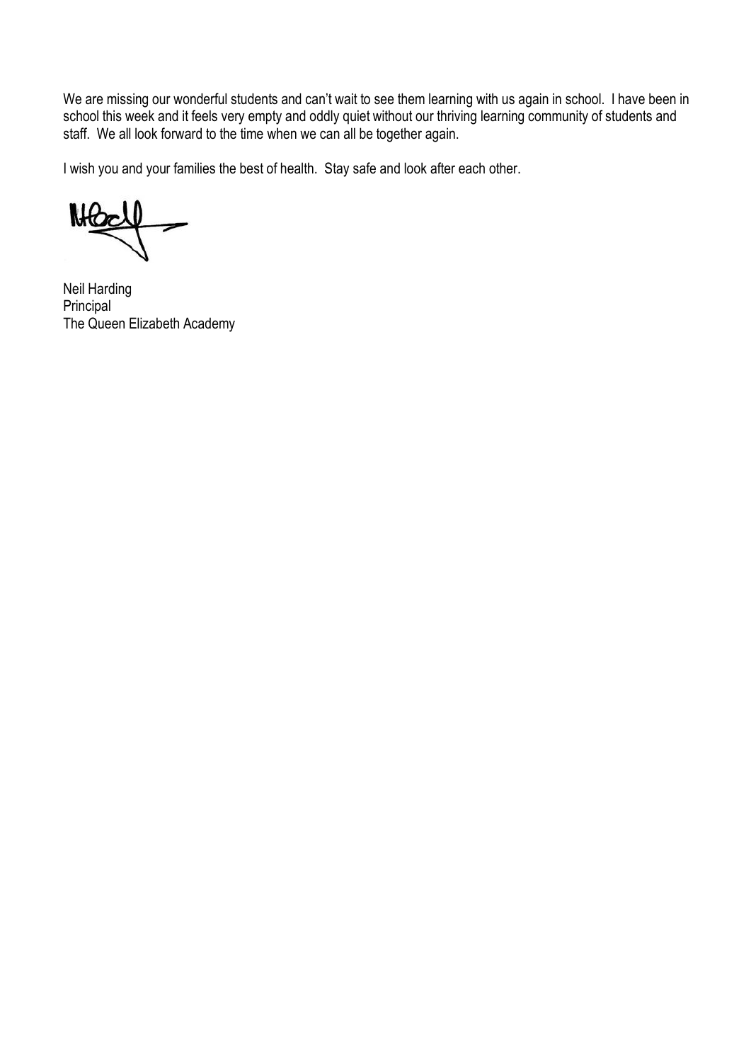We are missing our wonderful students and can't wait to see them learning with us again in school. I have been in school this week and it feels very empty and oddly quiet without our thriving learning community of students and staff. We all look forward to the time when we can all be together again.

I wish you and your families the best of health. Stay safe and look after each other.

Neil Harding
Principal
The Queen Elizabeth Academy